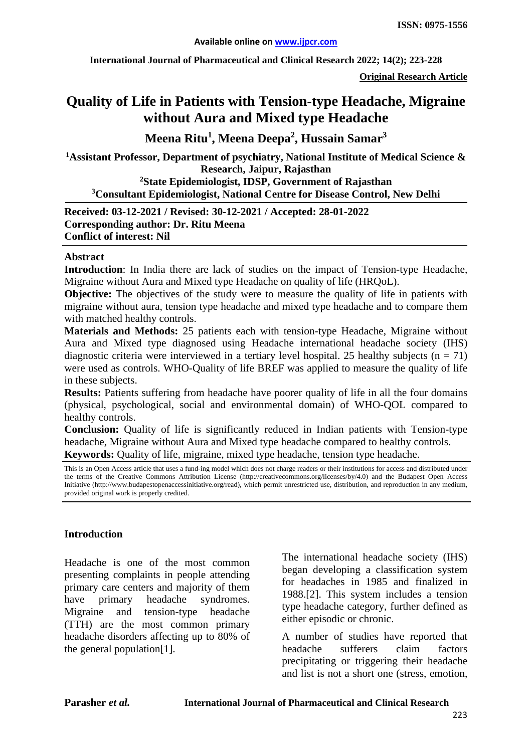**ISSN: 0975-1556**

**Available online on www.ijpcr.com**

**Original Research Article**

# Quality of Life in Patients with Tension-type Headache, Migraine without Aura and Mixed type Headache

**Meena Ritu[1], Meena Deepa[2], Hussain Samar[3]**

[1]**Assistant Professor, Department of psychiatry, National Institute of Medical Science & Research, Jaipur, Rajasthan**

[2]**State Epidemiologist, IDSP, Government of Rajasthan**

[3]**Consultant Epidemiologist, National Centre for Disease Control, New Delhi**

**Received: 03-12-2021 / Revised: 30-12-2021 / Accepted: 28-01-2022**
**Corresponding author: Dr. Ritu Meena**
**Conflict of interest: Nil**

## Abstract

**Introduction**: In India there are lack of studies on the impact of Tension-type Headache, Migraine without Aura and Mixed type Headache on quality of life (HRQoL).

**Objective:** The objectives of the study were to measure the quality of life in patients with migraine without aura, tension type headache and mixed type headache and to compare them with matched healthy controls.

**Materials and Methods:** 25 patients each with tension-type Headache, Migraine without Aura and Mixed type diagnosed using Headache international headache society (IHS) diagnostic criteria were interviewed in a tertiary level hospital. 25 healthy subjects ($n = 71$) were used as controls. WHO-Quality of life BREF was applied to measure the quality of life in these subjects.

**Results:** Patients suffering from headache have poorer quality of life in all the four domains (physical, psychological, social and environmental domain) of WHO-QOL compared to healthy controls.

**Conclusion:** Quality of life is significantly reduced in Indian patients with Tension-type headache, Migraine without Aura and Mixed type headache compared to healthy controls.

**Keywords:** Quality of life, migraine, mixed type headache, tension type headache.

This is an Open Access article that uses a fund-ing model which does not charge readers or their institutions for access and distributed under the terms of the Creative Commons Attribution License (http://creativecommons.org/licenses/by/4.0) and the Budapest Open Access Initiative (http://www.budapestopenaccessinitiative.org/read), which permit unrestricted use, distribution, and reproduction in any medium, provided original work is properly credited.

## Introduction

Headache is one of the most common presenting complaints in people attending primary care centers and majority of them have primary headache syndromes. Migraine and tension-type headache (TTH) are the most common primary headache disorders affecting up to 80% of the general population[1].

The international headache society (IHS) began developing a classification system for headaches in 1985 and finalized in 1988.[2]. This system includes a tension type headache category, further defined as either episodic or chronic.

A number of studies have reported that headache sufferers claim factors precipitating or triggering their headache and list is not a short one (stress, emotion,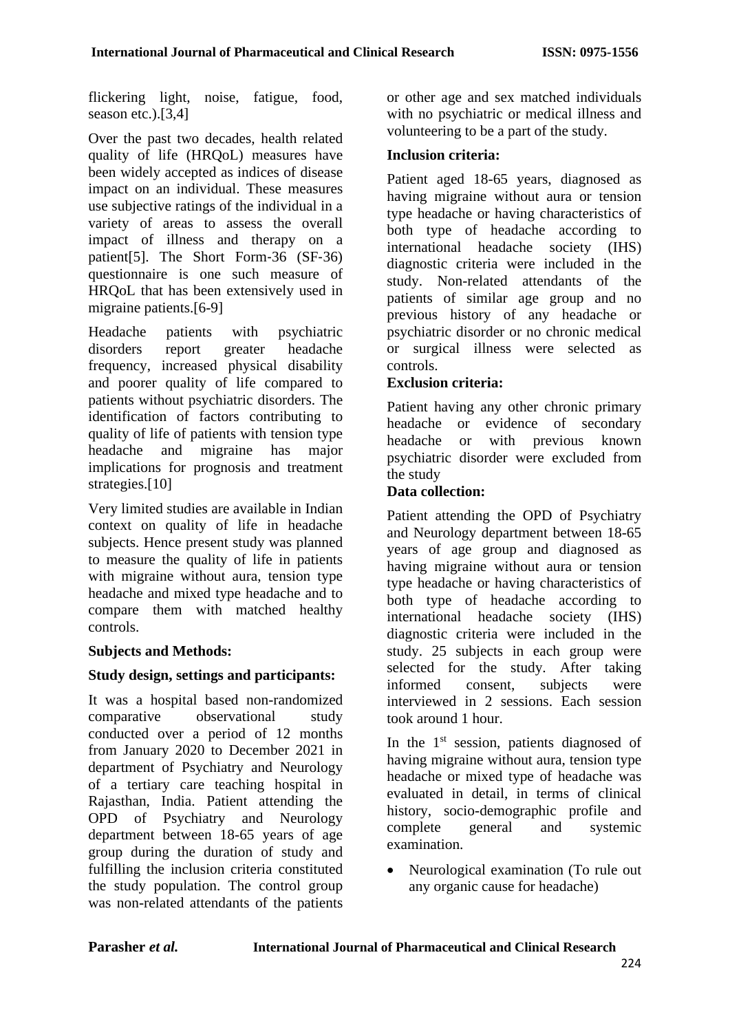flickering light, noise, fatigue, food, season etc.).[3,4]

Over the past two decades, health related quality of life (HRQoL) measures have been widely accepted as indices of disease impact on an individual. These measures use subjective ratings of the individual in a variety of areas to assess the overall impact of illness and therapy on a patient[5]. The Short Form-36 (SF-36) questionnaire is one such measure of HRQoL that has been extensively used in migraine patients.[6-9]

Headache patients with psychiatric disorders report greater headache frequency, increased physical disability and poorer quality of life compared to patients without psychiatric disorders. The identification of factors contributing to quality of life of patients with tension type headache and migraine has major implications for prognosis and treatment strategies.[10]

Very limited studies are available in Indian context on quality of life in headache subjects. Hence present study was planned to measure the quality of life in patients with migraine without aura, tension type headache and mixed type headache and to compare them with matched healthy controls.

**Subjects and Methods:**

**Study design, settings and participants:**

It was a hospital based non-randomized comparative observational study conducted over a period of 12 months from January 2020 to December 2021 in department of Psychiatry and Neurology of a tertiary care teaching hospital in Rajasthan, India. Patient attending the OPD of Psychiatry and Neurology department between 18-65 years of age group during the duration of study and fulfilling the inclusion criteria constituted the study population. The control group was non-related attendants of the patients or other age and sex matched individuals with no psychiatric or medical illness and volunteering to be a part of the study.

**Inclusion criteria:**

Patient aged 18-65 years, diagnosed as having migraine without aura or tension type headache or having characteristics of both type of headache according to international headache society (IHS) diagnostic criteria were included in the study. Non-related attendants of the patients of similar age group and no previous history of any headache or psychiatric disorder or no chronic medical or surgical illness were selected as controls.

**Exclusion criteria:**

Patient having any other chronic primary headache or evidence of secondary headache or with previous known psychiatric disorder were excluded from the study

**Data collection:**

Patient attending the OPD of Psychiatry and Neurology department between 18-65 years of age group and diagnosed as having migraine without aura or tension type headache or having characteristics of both type of headache according to international headache society (IHS) diagnostic criteria were included in the study. 25 subjects in each group were selected for the study. After taking informed consent, subjects were interviewed in 2 sessions. Each session took around 1 hour.

In the 1st session, patients diagnosed of having migraine without aura, tension type headache or mixed type of headache was evaluated in detail, in terms of clinical history, socio-demographic profile and complete general and systemic examination.

- Neurological examination (To rule out any organic cause for headache)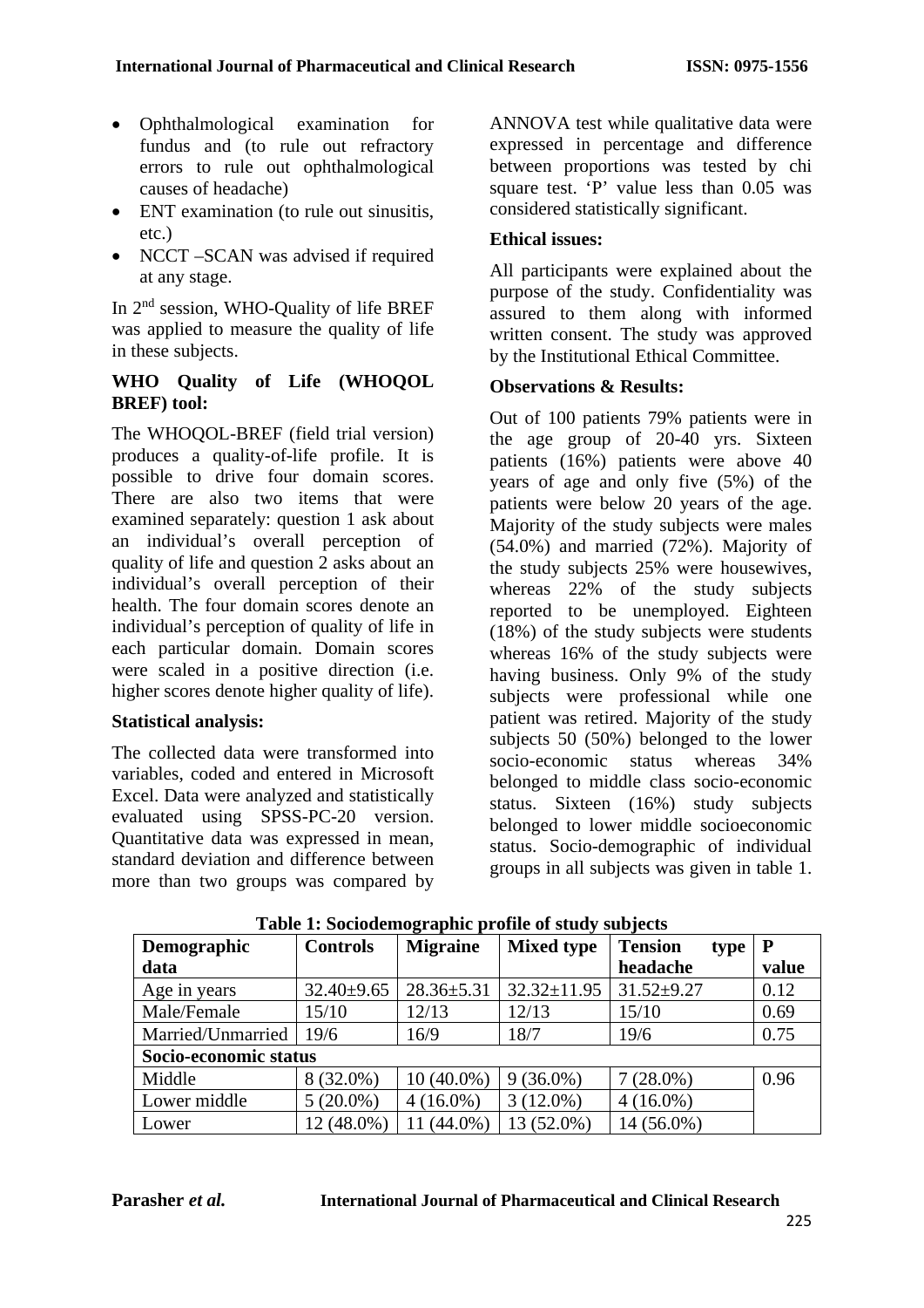- Ophthalmological examination for fundus and (to rule out refractory errors to rule out ophthalmological causes of headache)
- ENT examination (to rule out sinusitis, etc.)
- NCCT –SCAN was advised if required at any stage.

In 2nd session, WHO-Quality of life BREF was applied to measure the quality of life in these subjects.

**WHO Quality of Life (WHOQOL BREF) tool:**

The WHOQOL-BREF (field trial version) produces a quality-of-life profile. It is possible to drive four domain scores. There are also two items that were examined separately: question 1 ask about an individual's overall perception of quality of life and question 2 asks about an individual's overall perception of their health. The four domain scores denote an individual's perception of quality of life in each particular domain. Domain scores were scaled in a positive direction (i.e. higher scores denote higher quality of life).

**Statistical analysis:**

The collected data were transformed into variables, coded and entered in Microsoft Excel. Data were analyzed and statistically evaluated using SPSS-PC-20 version. Quantitative data was expressed in mean, standard deviation and difference between more than two groups was compared by ANNOVA test while qualitative data were expressed in percentage and difference between proportions was tested by chi square test. 'P' value less than 0.05 was considered statistically significant.

**Ethical issues:**

All participants were explained about the purpose of the study. Confidentiality was assured to them along with informed written consent. The study was approved by the Institutional Ethical Committee.

**Observations & Results:**

Out of 100 patients 79% patients were in the age group of 20-40 yrs. Sixteen patients (16%) patients were above 40 years of age and only five (5%) of the patients were below 20 years of the age. Majority of the study subjects were males (54.0%) and married (72%). Majority of the study subjects 25% were housewives, whereas 22% of the study subjects reported to be unemployed. Eighteen (18%) of the study subjects were students whereas 16% of the study subjects were having business. Only 9% of the study subjects were professional while one patient was retired. Majority of the study subjects 50 (50%) belonged to the lower socio-economic status whereas 34% belonged to middle class socio-economic status. Sixteen (16%) study subjects belonged to lower middle socioeconomic status. Socio-demographic of individual groups in all subjects was given in table 1.

**Table 1: Sociodemographic profile of study subjects**

| Demographic data | Controls | Migraine | Mixed type | Tension type headache | P value |
|---|---|---|---|---|---|
| Age in years | 32.40±9.65 | 28.36±5.31 | 32.32±11.95 | 31.52±9.27 | 0.12 |
| Male/Female | 15/10 | 12/13 | 12/13 | 15/10 | 0.69 |
| Married/Unmarried | 19/6 | 16/9 | 18/7 | 19/6 | 0.75 |
| **Socio-economic status** | | | | | |
| Middle | 8 (32.0%) | 10 (40.0%) | 9 (36.0%) | 7 (28.0%) | 0.96 |
| Lower middle | 5 (20.0%) | 4 (16.0%) | 3 (12.0%) | 4 (16.0%) | |
| Lower | 12 (48.0%) | 11 (44.0%) | 13 (52.0%) | 14 (56.0%) | |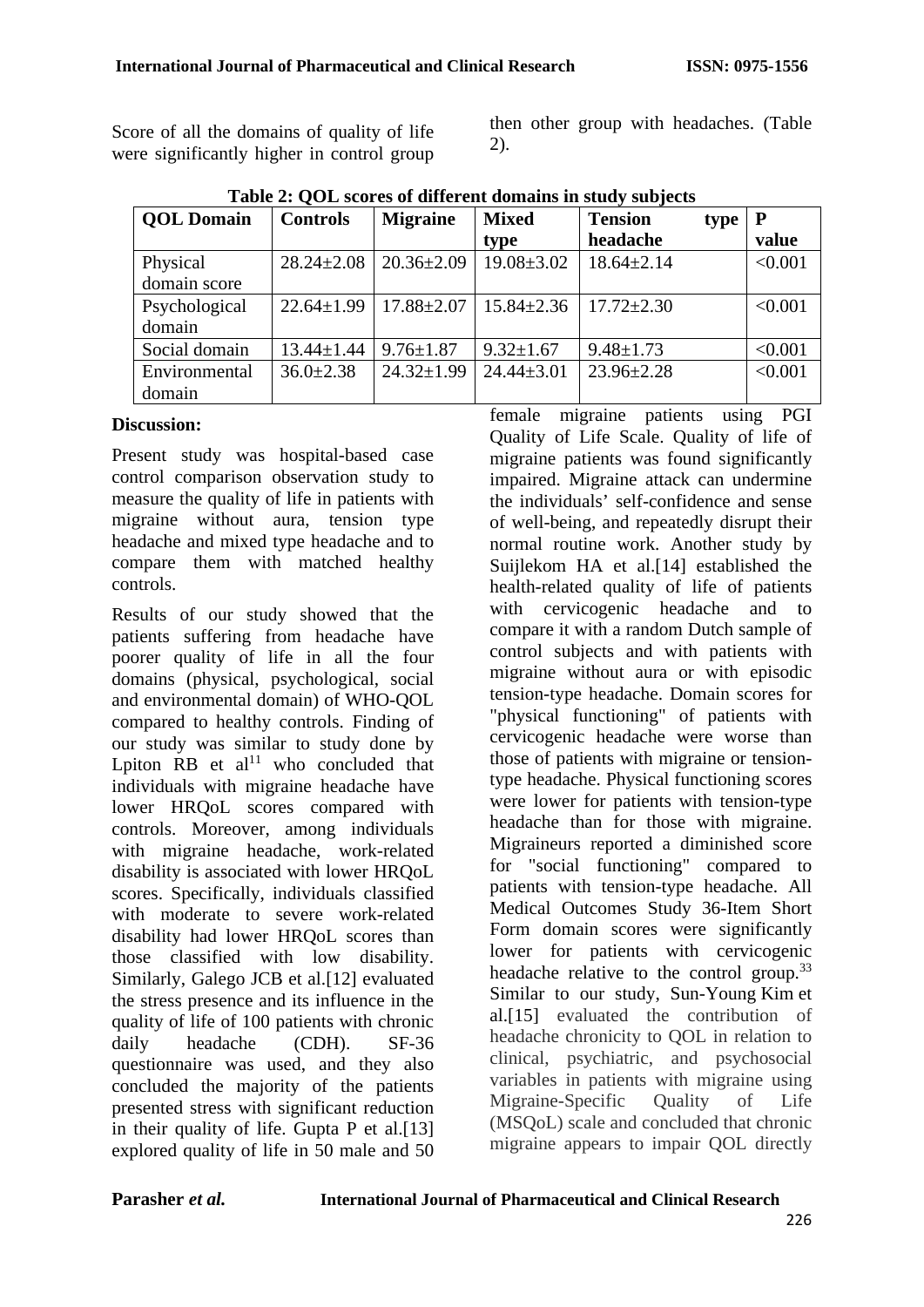Score of all the domains of quality of life were significantly higher in control group then other group with headaches. (Table 2).

**Table 2: QOL scores of different domains in study subjects**

| QOL Domain | Controls | Migraine | Mixed type | Tension type headache | P value |
|---|---|---|---|---|---|
| Physical domain score | 28.24±2.08 | 20.36±2.09 | 19.08±3.02 | 18.64±2.14 | <0.001 |
| Psychological domain | 22.64±1.99 | 17.88±2.07 | 15.84±2.36 | 17.72±2.30 | <0.001 |
| Social domain | 13.44±1.44 | 9.76±1.87 | 9.32±1.67 | 9.48±1.73 | <0.001 |
| Environmental domain | 36.0±2.38 | 24.32±1.99 | 24.44±3.01 | 23.96±2.28 | <0.001 |

## Discussion:

Present study was hospital-based case control comparison observation study to measure the quality of life in patients with migraine without aura, tension type headache and mixed type headache and to compare them with matched healthy controls.

Results of our study showed that the patients suffering from headache have poorer quality of life in all the four domains (physical, psychological, social and environmental domain) of WHO-QOL compared to healthy controls. Finding of our study was similar to study done by Lpiton RB et al[11] who concluded that individuals with migraine headache have lower HRQoL scores compared with controls. Moreover, among individuals with migraine headache, work-related disability is associated with lower HRQoL scores. Specifically, individuals classified with moderate to severe work-related disability had lower HRQoL scores than those classified with low disability. Similarly, Galego JCB et al.[12] evaluated the stress presence and its influence in the quality of life of 100 patients with chronic daily headache (CDH). SF-36 questionnaire was used, and they also concluded the majority of the patients presented stress with significant reduction in their quality of life. Gupta P et al.[13] explored quality of life in 50 male and 50 female migraine patients using PGI Quality of Life Scale. Quality of life of migraine patients was found significantly impaired. Migraine attack can undermine the individuals' self-confidence and sense of well-being, and repeatedly disrupt their normal routine work. Another study by Suijlekom HA et al.[14] established the health-related quality of life of patients with cervicogenic headache and to compare it with a random Dutch sample of control subjects and with patients with migraine without aura or with episodic tension-type headache. Domain scores for "physical functioning" of patients with cervicogenic headache were worse than those of patients with migraine or tension-type headache. Physical functioning scores were lower for patients with tension-type headache than for those with migraine. Migraineurs reported a diminished score for "social functioning" compared to patients with tension-type headache. All Medical Outcomes Study 36-Item Short Form domain scores were significantly lower for patients with cervicogenic headache relative to the control group.[33] Similar to our study, Sun-Young Kim et al.[15] evaluated the contribution of headache chronicity to QOL in relation to clinical, psychiatric, and psychosocial variables in patients with migraine using Migraine-Specific Quality of Life (MSQoL) scale and concluded that chronic migraine appears to impair QOL directly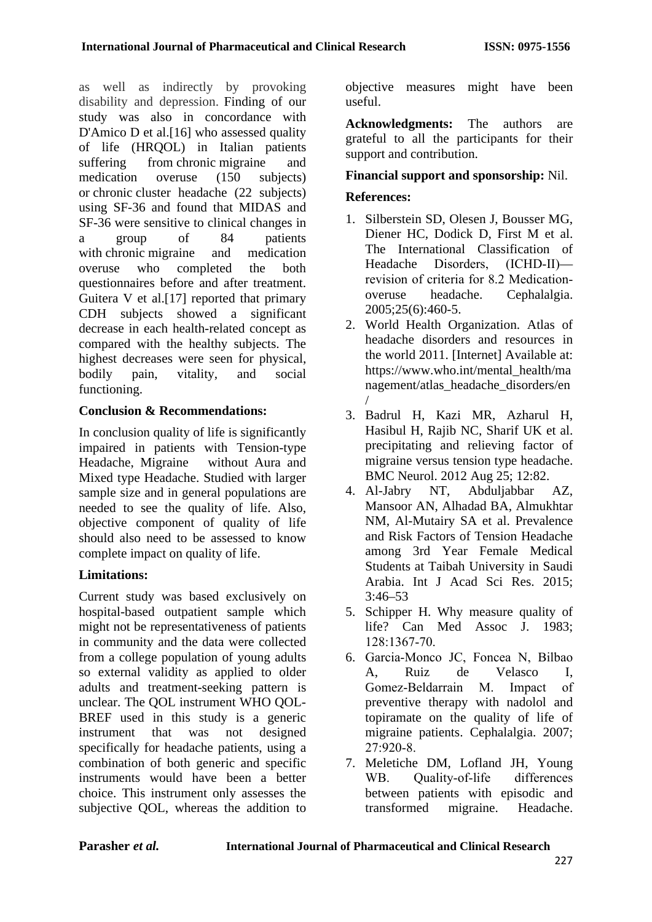as well as indirectly by provoking disability and depression. Finding of our study was also in concordance with D'Amico D et al.[16] who assessed quality of life (HRQOL) in Italian patients suffering from chronic migraine and medication overuse (150 subjects) or chronic cluster headache (22 subjects) using SF-36 and found that MIDAS and SF-36 were sensitive to clinical changes in a group of 84 patients with chronic migraine and medication overuse who completed the both questionnaires before and after treatment. Guitera V et al.[17] reported that primary CDH subjects showed a significant decrease in each health-related concept as compared with the healthy subjects. The highest decreases were seen for physical, bodily pain, vitality, and social functioning.

**Conclusion & Recommendations:**

In conclusion quality of life is significantly impaired in patients with Tension-type Headache, Migraine without Aura and Mixed type Headache. Studied with larger sample size and in general populations are needed to see the quality of life. Also, objective component of quality of life should also need to be assessed to know complete impact on quality of life.

**Limitations:**

Current study was based exclusively on hospital-based outpatient sample which might not be representativeness of patients in community and the data were collected from a college population of young adults so external validity as applied to older adults and treatment-seeking pattern is unclear. The QOL instrument WHO QOL-BREF used in this study is a generic instrument that was not designed specifically for headache patients, using a combination of both generic and specific instruments would have been a better choice. This instrument only assesses the subjective QOL, whereas the addition to objective measures might have been useful.

**Acknowledgments:** The authors are grateful to all the participants for their support and contribution.

**Financial support and sponsorship:** Nil.

**References:**

1. Silberstein SD, Olesen J, Bousser MG, Diener HC, Dodick D, First M et al. The International Classification of Headache Disorders, (ICHD-II)—revision of criteria for 8.2 Medication-overuse headache. Cephalalgia. 2005;25(6):460-5.
2. World Health Organization. Atlas of headache disorders and resources in the world 2011. [Internet] Available at: https://www.who.int/mental_health/management/atlas_headache_disorders/en/
3. Badrul H, Kazi MR, Azharul H, Hasibul H, Rajib NC, Sharif UK et al. precipitating and relieving factor of migraine versus tension type headache. BMC Neurol. 2012 Aug 25; 12:82.
4. Al-Jabry NT, Abduljabbar AZ, Mansoor AN, Alhadad BA, Almukhtar NM, Al-Mutairy SA et al. Prevalence and Risk Factors of Tension Headache among 3rd Year Female Medical Students at Taibah University in Saudi Arabia. Int J Acad Sci Res. 2015; 3:46–53
5. Schipper H. Why measure quality of life? Can Med Assoc J. 1983; 128:1367-70.
6. Garcia-Monco JC, Foncea N, Bilbao A, Ruiz de Velasco I, Gomez-Beldarrain M. Impact of preventive therapy with nadolol and topiramate on the quality of life of migraine patients. Cephalalgia. 2007; 27:920-8.
7. Meletiche DM, Lofland JH, Young WB. Quality-of-life differences between patients with episodic and transformed migraine. Headache.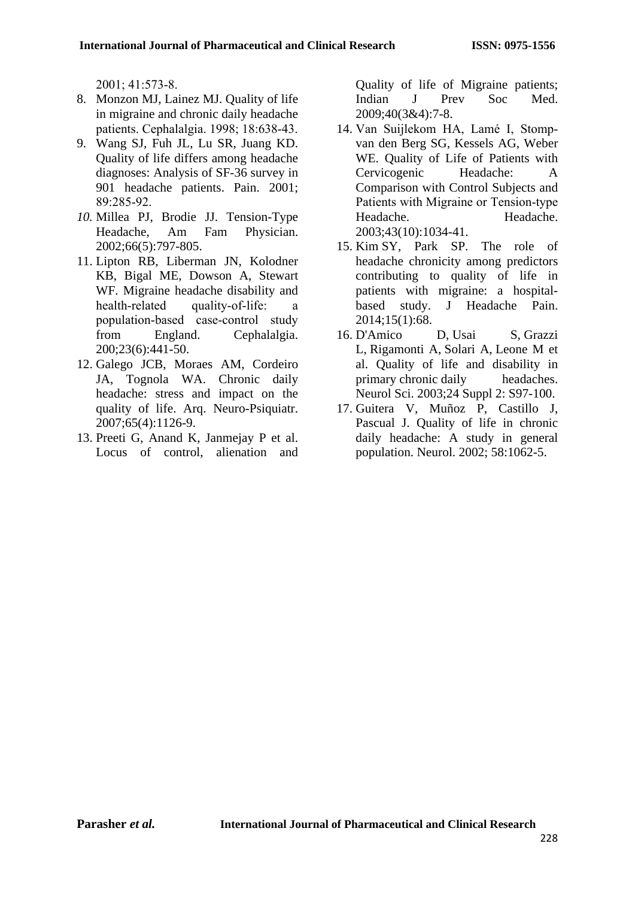2001; 41:573-8.

8. Monzon MJ, Lainez MJ. Quality of life in migraine and chronic daily headache patients. Cephalalgia. 1998; 18:638-43.
9. Wang SJ, Fuh JL, Lu SR, Juang KD. Quality of life differs among headache diagnoses: Analysis of SF-36 survey in 901 headache patients. Pain. 2001; 89:285-92.
10. Millea PJ, Brodie JJ. Tension-Type Headache, Am Fam Physician. 2002;66(5):797-805.
11. Lipton RB, Liberman JN, Kolodner KB, Bigal ME, Dowson A, Stewart WF. Migraine headache disability and health-related quality-of-life: a population-based case-control study from England. Cephalalgia. 200;23(6):441-50.
12. Galego JCB, Moraes AM, Cordeiro JA, Tognola WA. Chronic daily headache: stress and impact on the quality of life. Arq. Neuro-Psiquiatr. 2007;65(4):1126-9.
13. Preeti G, Anand K, Janmejay P et al. Locus of control, alienation and Quality of life of Migraine patients; Indian J Prev Soc Med. 2009;40(3&4):7-8.
14. Van Suijlekom HA, Lamé I, Stomp-van den Berg SG, Kessels AG, Weber WE. Quality of Life of Patients with Cervicogenic Headache: A Comparison with Control Subjects and Patients with Migraine or Tension-type Headache. Headache. 2003;43(10):1034-41.
15. Kim SY, Park SP. The role of headache chronicity among predictors contributing to quality of life in patients with migraine: a hospital-based study. J Headache Pain. 2014;15(1):68.
16. D'Amico D, Usai S, Grazzi L, Rigamonti A, Solari A, Leone M et al. Quality of life and disability in primary chronic daily headaches. Neurol Sci. 2003;24 Suppl 2: S97-100.
17. Guitera V, Muñoz P, Castillo J, Pascual J. Quality of life in chronic daily headache: A study in general population. Neurol. 2002; 58:1062-5.